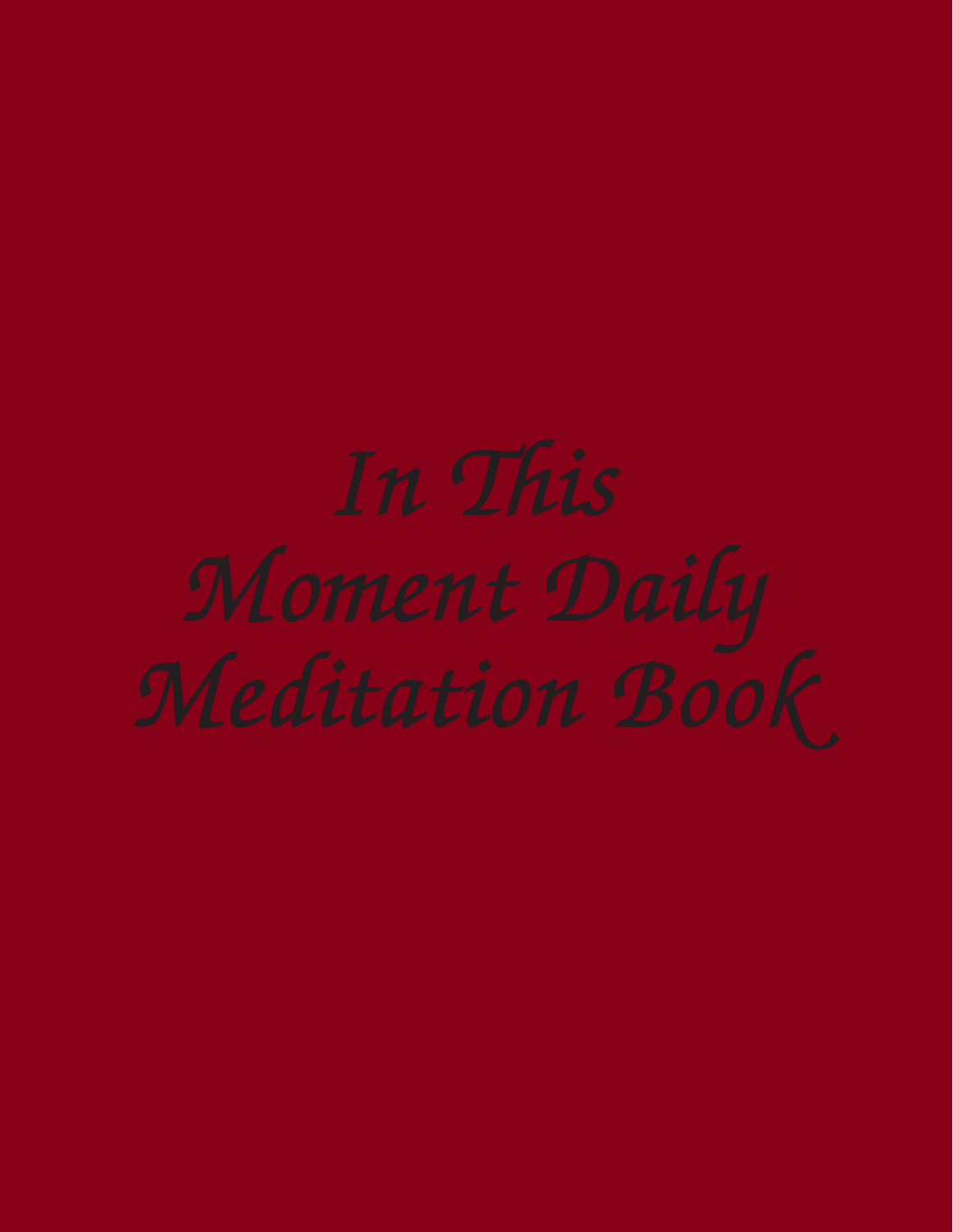# *In This Moment Daily Meditation Book*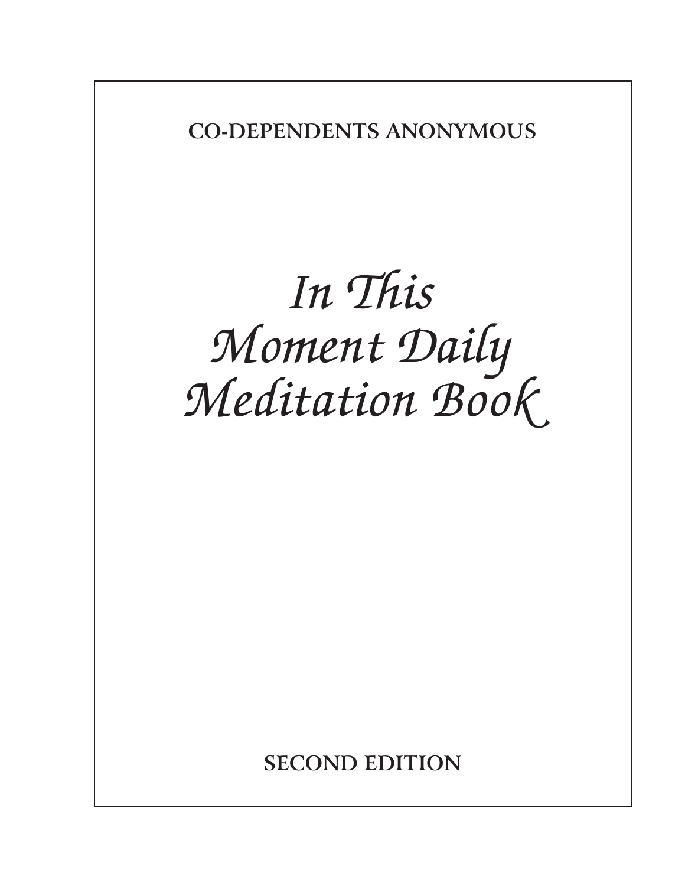**CO-DEPENDENTS ANONYMOUS**

# *In This Moment Daily Meditation Book*

**SECOND EDITION**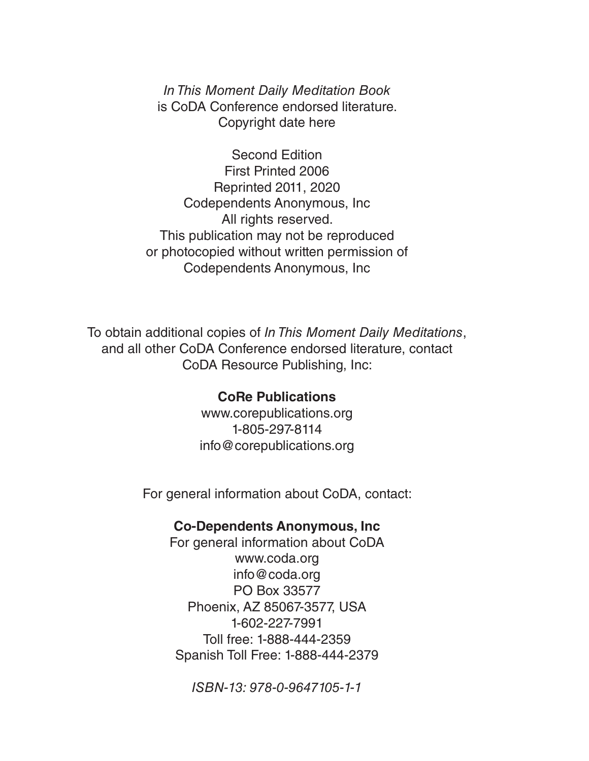*In This Moment Daily Meditation Book*
is CoDA Conference endorsed literature.
Copyright date here

Second Edition
First Printed 2006
Reprinted 2011, 2020
Codependents Anonymous, Inc
All rights reserved.
This publication may not be reproduced
or photocopied without written permission of
Codependents Anonymous, Inc

To obtain additional copies of *In This Moment Daily Meditations*,
and all other CoDA Conference endorsed literature, contact
CoDA Resource Publishing, Inc:

**CoRe Publications**
www.corepublications.org
1-805-297-8114
info@corepublications.org

For general information about CoDA, contact:

**Co-Dependents Anonymous, Inc**
For general information about CoDA
www.coda.org
info@coda.org
PO Box 33577
Phoenix, AZ 85067-3577, USA
1-602-227-7991
Toll free: 1-888-444-2359
Spanish Toll Free: 1-888-444-2379

*ISBN-13: 978-0-9647105-1-1*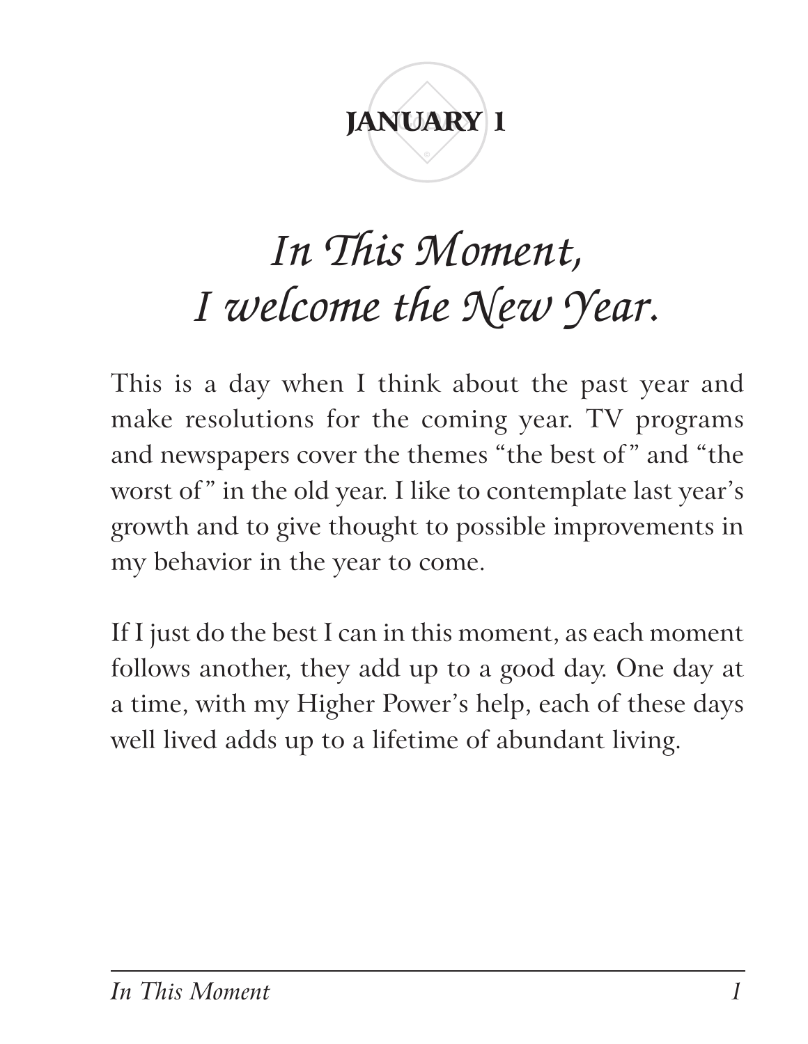## JANUARY 1

# *In This Moment, I welcome the New Year.*

This is a day when I think about the past year and make resolutions for the coming year. TV programs and newspapers cover the themes "the best of" and "the worst of" in the old year. I like to contemplate last year's growth and to give thought to possible improvements in my behavior in the year to come.

If I just do the best I can in this moment, as each moment follows another, they add up to a good day. One day at a time, with my Higher Power's help, each of these days well lived adds up to a lifetime of abundant living.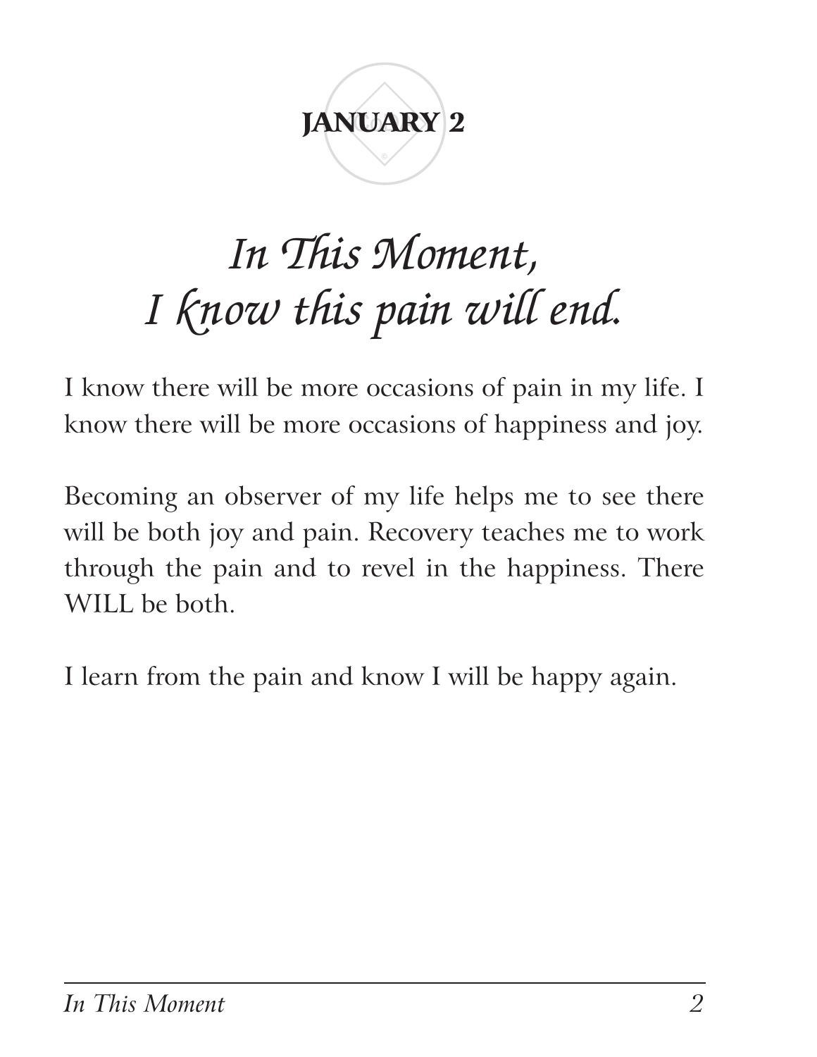**JANUARY 2**

# *In This Moment,*
# *I know this pain will end.*

I know there will be more occasions of pain in my life. I know there will be more occasions of happiness and joy.

Becoming an observer of my life helps me to see there will be both joy and pain. Recovery teaches me to work through the pain and to revel in the happiness. There WILL be both.

I learn from the pain and know I will be happy again.